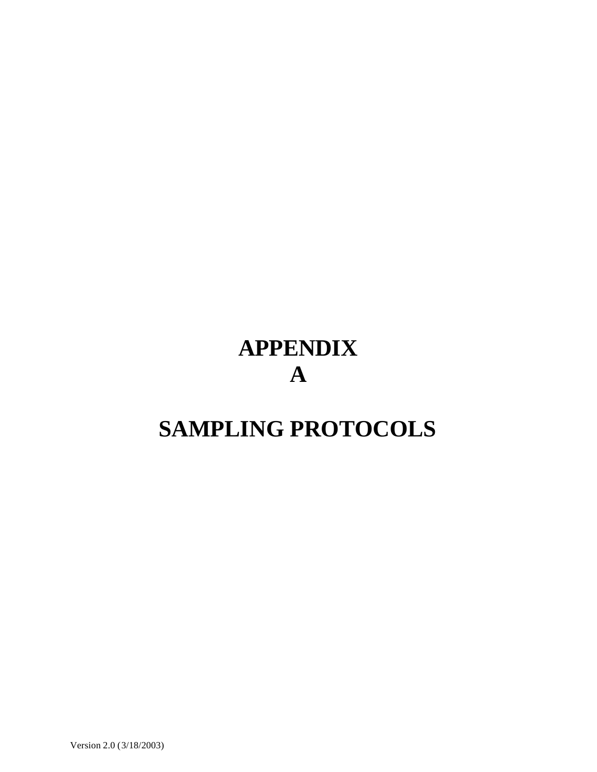# APPENDIX A

# SAMPLING PROTOCOLS

Version 2.0 (3/18/2003)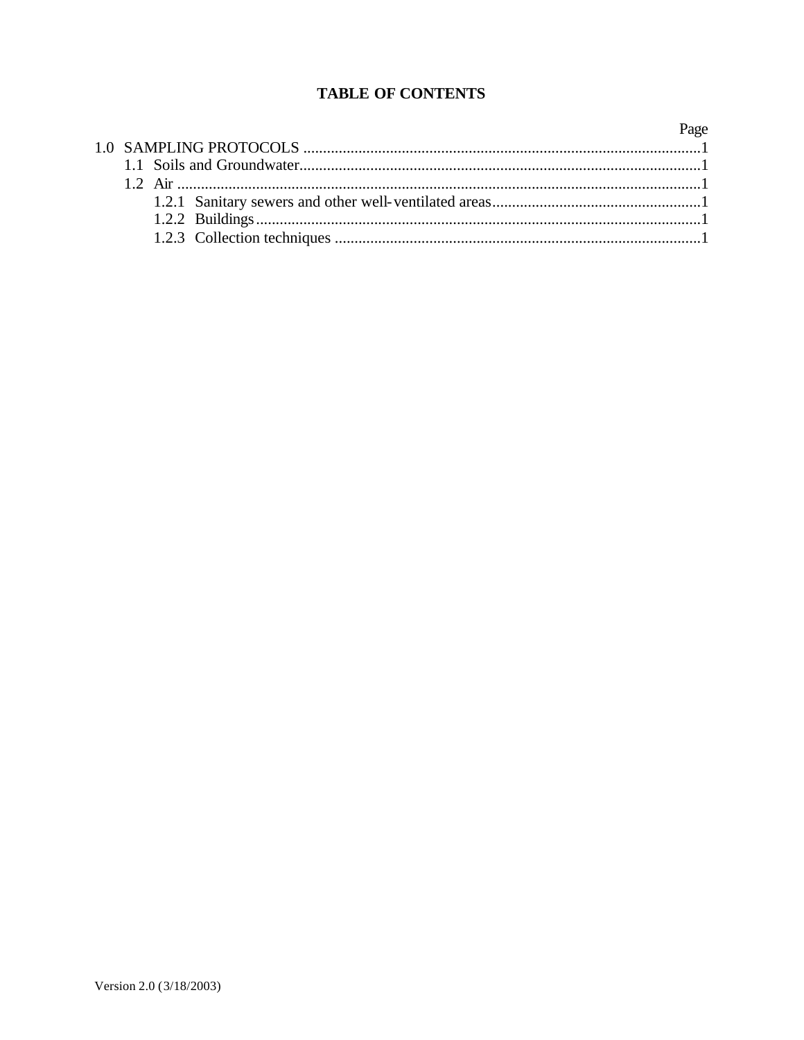## TABLE OF CONTENTS

| | Page |
|---|---|
| 1.0 SAMPLING PROTOCOLS | 1 |
| 1.1 Soils and Groundwater | 1 |
| 1.2 Air | 1 |
| 1.2.1 Sanitary sewers and other well-ventilated areas | 1 |
| 1.2.2 Buildings | 1 |
| 1.2.3 Collection techniques | 1 |

Version 2.0 (3/18/2003)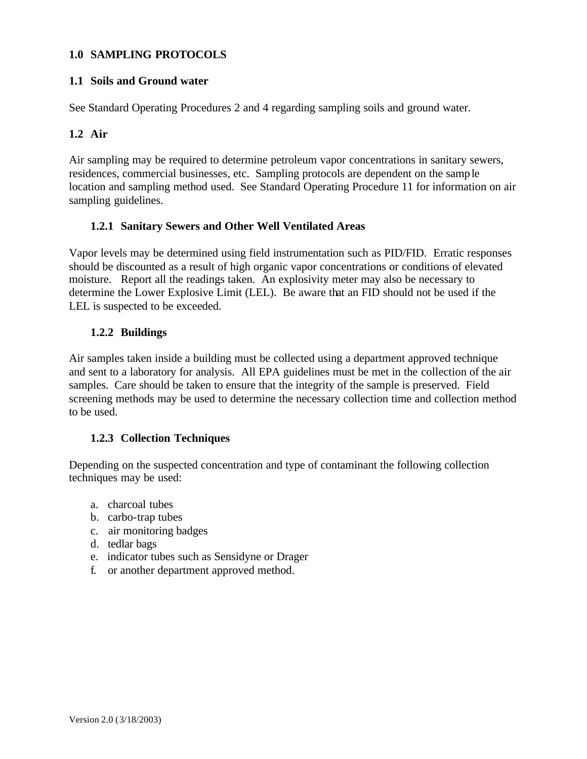## 1.0 SAMPLING PROTOCOLS

### 1.1 Soils and Ground water

See Standard Operating Procedures 2 and 4 regarding sampling soils and ground water.

### 1.2 Air

Air sampling may be required to determine petroleum vapor concentrations in sanitary sewers, residences, commercial businesses, etc. Sampling protocols are dependent on the sample location and sampling method used. See Standard Operating Procedure 11 for information on air sampling guidelines.

#### 1.2.1 Sanitary Sewers and Other Well Ventilated Areas

Vapor levels may be determined using field instrumentation such as PID/FID. Erratic responses should be discounted as a result of high organic vapor concentrations or conditions of elevated moisture. Report all the readings taken. An explosivity meter may also be necessary to determine the Lower Explosive Limit (LEL). Be aware that an FID should not be used if the LEL is suspected to be exceeded.

#### 1.2.2 Buildings

Air samples taken inside a building must be collected using a department approved technique and sent to a laboratory for analysis. All EPA guidelines must be met in the collection of the air samples. Care should be taken to ensure that the integrity of the sample is preserved. Field screening methods may be used to determine the necessary collection time and collection method to be used.

#### 1.2.3 Collection Techniques

Depending on the suspected concentration and type of contaminant the following collection techniques may be used:

a. charcoal tubes
b. carbo-trap tubes
c. air monitoring badges
d. tedlar bags
e. indicator tubes such as Sensidyne or Drager
f. or another department approved method.